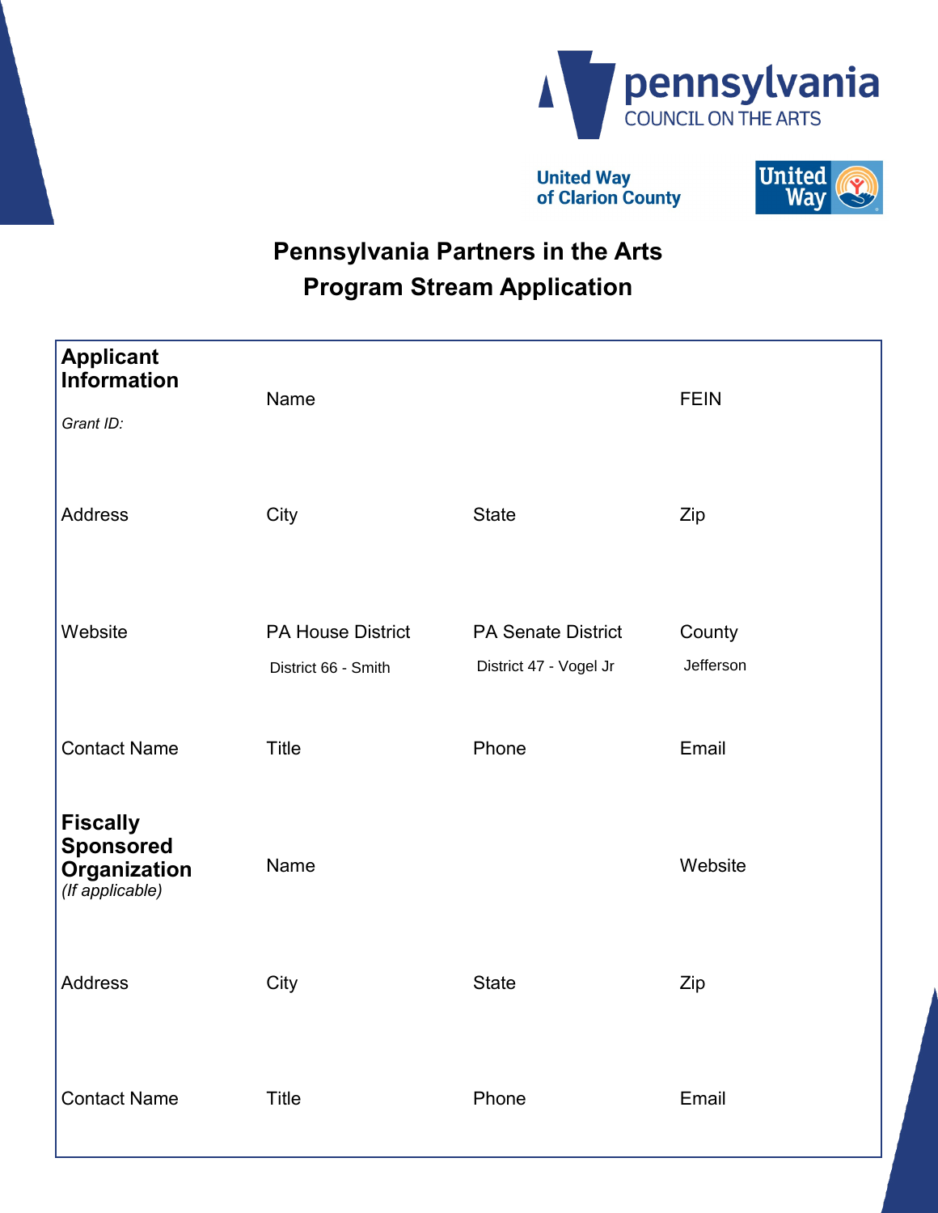pennsylvania
COUNCIL ON THE ARTS

United Way of Clarion County

# Pennsylvania Partners in the Arts
# Program Stream Application

| **Applicant Information** *Grant ID:* | Name | | FEIN |
|---|---|---|---|
| Address | City | State | Zip |
| Website | PA House District<br>District 66 - Smith | PA Senate District<br>District 47 - Vogel Jr | County<br>Jefferson |
| Contact Name | Title | Phone | Email |
| **Fiscally Sponsored Organization** *(If applicable)* | Name | | Website |
| Address | City | State | Zip |
| Contact Name | Title | Phone | Email |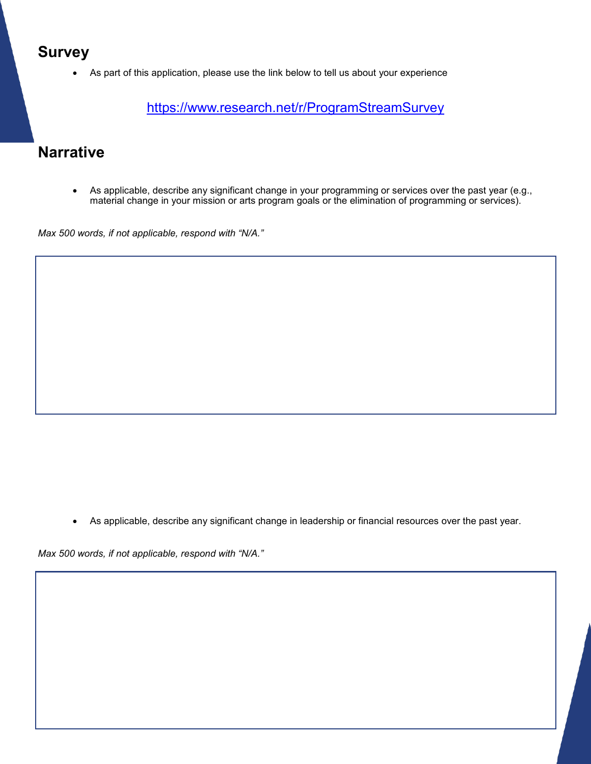## Survey

- As part of this application, please use the link below to tell us about your experience

https://www.research.net/r/ProgramStreamSurvey

## Narrative

- As applicable, describe any significant change in your programming or services over the past year (e.g., material change in your mission or arts program goals or the elimination of programming or services).

*Max 500 words, if not applicable, respond with "N/A."*

- As applicable, describe any significant change in leadership or financial resources over the past year.

*Max 500 words, if not applicable, respond with "N/A."*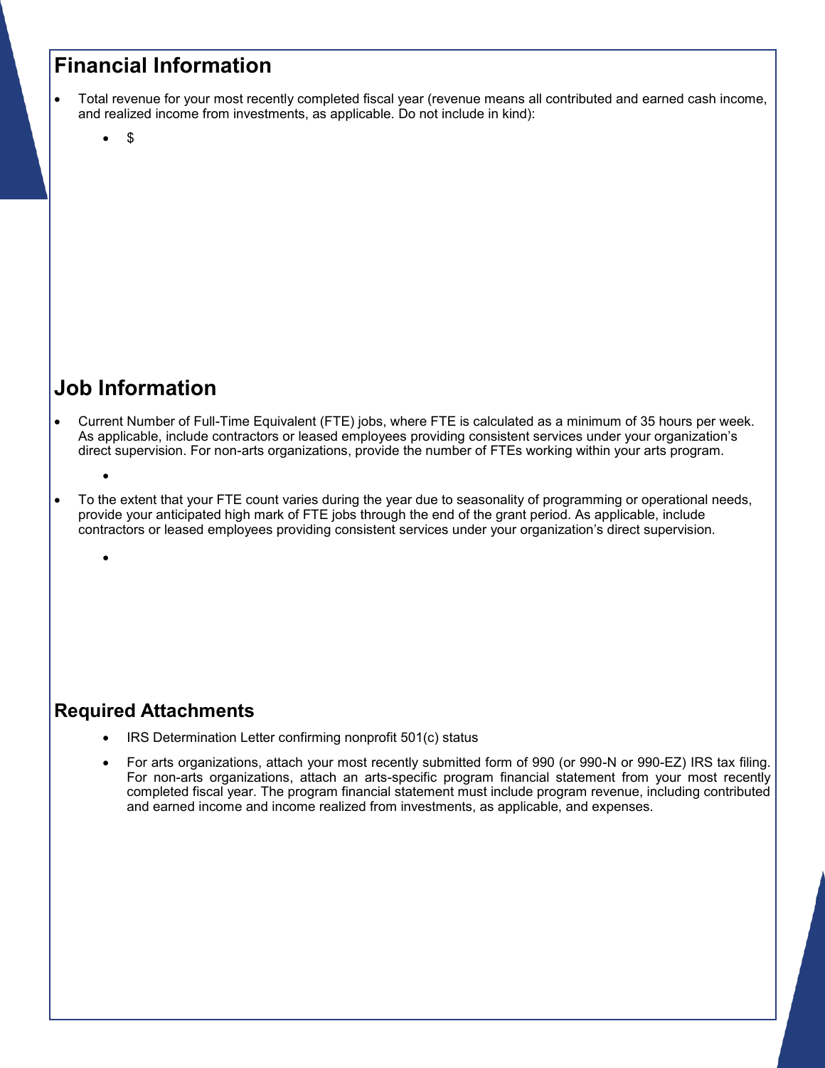## Financial Information

- Total revenue for your most recently completed fiscal year (revenue means all contributed and earned cash income, and realized income from investments, as applicable. Do not include in kind):
  - $

## Job Information

- Current Number of Full-Time Equivalent (FTE) jobs, where FTE is calculated as a minimum of 35 hours per week. As applicable, include contractors or leased employees providing consistent services under your organization's direct supervision. For non-arts organizations, provide the number of FTEs working within your arts program.
  - 
- To the extent that your FTE count varies during the year due to seasonality of programming or operational needs, provide your anticipated high mark of FTE jobs through the end of the grant period. As applicable, include contractors or leased employees providing consistent services under your organization's direct supervision.
  - 

### Required Attachments

- IRS Determination Letter confirming nonprofit 501(c) status
- For arts organizations, attach your most recently submitted form of 990 (or 990-N or 990-EZ) IRS tax filing. For non-arts organizations, attach an arts-specific program financial statement from your most recently completed fiscal year. The program financial statement must include program revenue, including contributed and earned income and income realized from investments, as applicable, and expenses.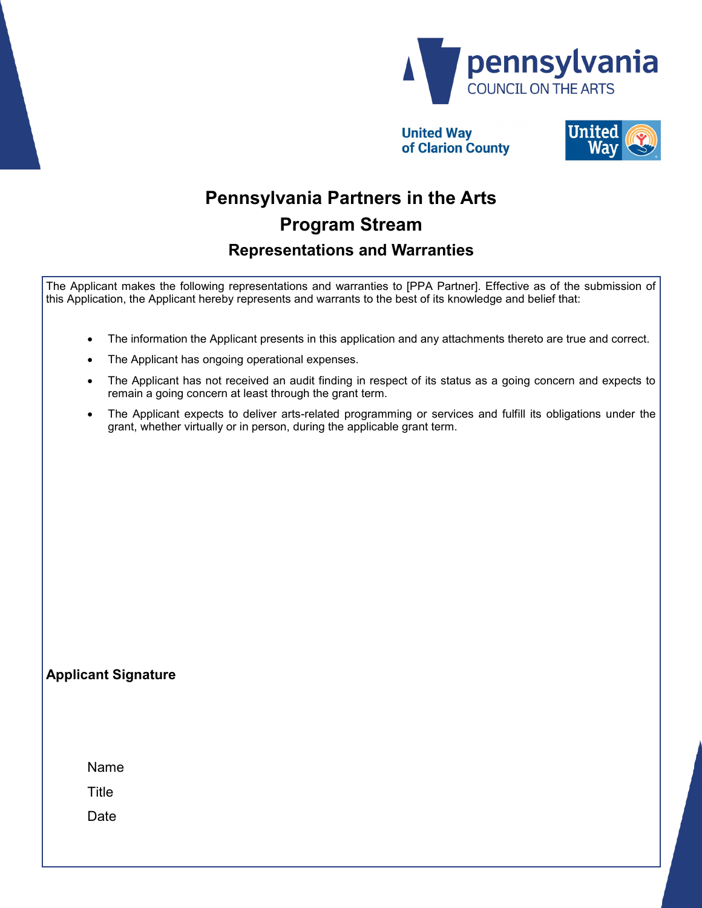pennsylvania
COUNCIL ON THE ARTS

United Way of Clarion County

# Pennsylvania Partners in the Arts

## Program Stream

### Representations and Warranties

The Applicant makes the following representations and warranties to [PPA Partner]. Effective as of the submission of this Application, the Applicant hereby represents and warrants to the best of its knowledge and belief that:

- The information the Applicant presents in this application and any attachments thereto are true and correct.
- The Applicant has ongoing operational expenses.
- The Applicant has not received an audit finding in respect of its status as a going concern and expects to remain a going concern at least through the grant term.
- The Applicant expects to deliver arts-related programming or services and fulfill its obligations under the grant, whether virtually or in person, during the applicable grant term.

**Applicant Signature**

Name

Title

Date